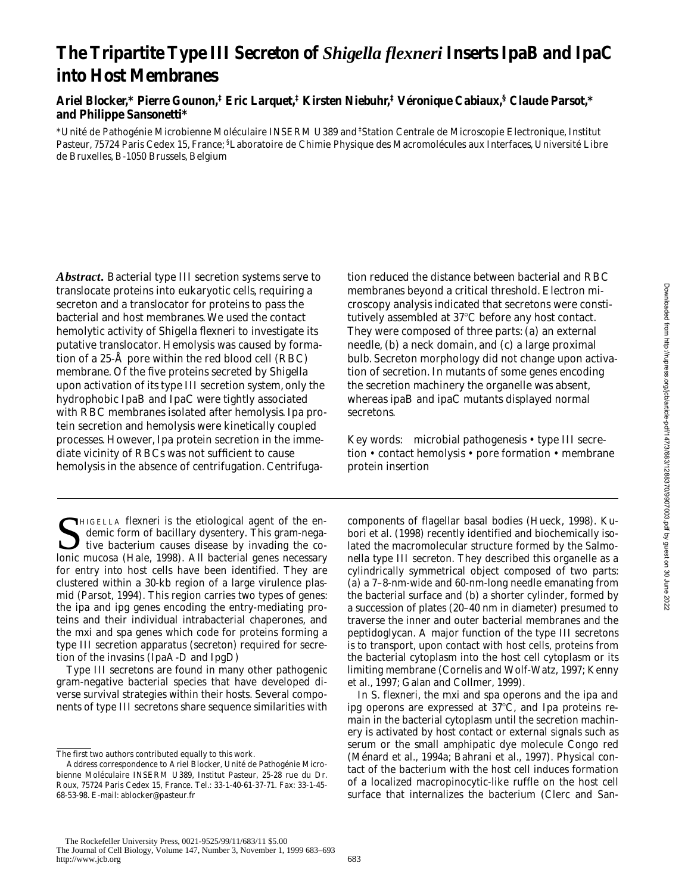# The Tripartite Type III Secreton of *Shigella flexneri* Inserts IpaB and IpaC into Host Membranes

**Ariel Blocker,\* Pierre Gounon,‡ Eric Larquet,‡ Kirsten Niebuhr,‡ Véronique Cabiaux,§ Claude Parsot,\* and Philippe Sansonetti\***

\*Unité de Pathogénie Microbienne Moléculaire INSERM U389 and ‡Station Centrale de Microscopie Electronique, Institut Pasteur, 75724 Paris Cedex 15, France; §Laboratoire de Chimie Physique des Macromolécules aux Interfaces, Université Libre de Bruxelles, B-1050 Brussels, Belgium

***Abstract.*** Bacterial type III secretion systems serve to translocate proteins into eukaryotic cells, requiring a secreton and a translocator for proteins to pass the bacterial and host membranes. We used the contact hemolytic activity of *Shigella flexneri* to investigate its putative translocator. Hemolysis was caused by formation of a 25-Å pore within the red blood cell (RBC) membrane. Of the five proteins secreted by *Shigella* upon activation of its type III secretion system, only the hydrophobic IpaB and IpaC were tightly associated with RBC membranes isolated after hemolysis. Ipa protein secretion and hemolysis were kinetically coupled processes. However, Ipa protein secretion in the immediate vicinity of RBCs was not sufficient to cause hemolysis in the absence of centrifugation. Centrifugation reduced the distance between bacterial and RBC membranes beyond a critical threshold. Electron microscopy analysis indicated that secretons were constitutively assembled at 37°C before any host contact. They were composed of three parts: (a) an external needle, (b) a neck domain, and (c) a large proximal bulb. Secreton morphology did not change upon activation of secretion. In mutants of some genes encoding the secretion machinery the organelle was absent, whereas *ipaB* and *ipaC* mutants displayed normal secretons.

Key words: microbial pathogenesis • type III secretion • contact hemolysis • pore formation • membrane protein insertion

*Shigella flexneri* is the etiological agent of the endemic form of bacillary dysentery. This gram-negative bacterium causes disease by invading the colonic mucosa (Hale, 1998). All bacterial genes necessary for entry into host cells have been identified. They are clustered within a 30-kb region of a large virulence plasmid (Parsot, 1994). This region carries two types of genes: the *ipa* and *ipg* genes encoding the entry-mediating proteins and their individual intrabacterial chaperones, and the *mxi* and *spa* genes which code for proteins forming a type III secretion apparatus (secreton) required for secretion of the invasins (IpaA-D and IpgD)

Type III secretons are found in many other pathogenic gram-negative bacterial species that have developed diverse survival strategies within their hosts. Several components of type III secretons share sequence similarities with components of flagellar basal bodies (Hueck, 1998). Kubori et al. (1998) recently identified and biochemically isolated the macromolecular structure formed by the *Salmonella* type III secreton. They described this organelle as a cylindrically symmetrical object composed of two parts: (a) a 7–8-nm-wide and 60-nm-long needle emanating from the bacterial surface and (b) a shorter cylinder, formed by a succession of plates (20–40 nm in diameter) presumed to traverse the inner and outer bacterial membranes and the peptidoglycan. A major function of the type III secretons is to transport, upon contact with host cells, proteins from the bacterial cytoplasm into the host cell cytoplasm or its limiting membrane (Cornelis and Wolf-Watz, 1997; Kenny et al., 1997; Galan and Collmer, 1999).

In *S. flexneri*, the *mxi* and *spa* operons and the *ipa* and *ipg* operons are expressed at 37°C, and Ipa proteins remain in the bacterial cytoplasm until the secretion machinery is activated by host contact or external signals such as serum or the small amphipatic dye molecule Congo red (Ménard et al., 1994a; Bahrani et al., 1997). Physical contact of the bacterium with the host cell induces formation of a localized macropinocytic-like ruffle on the host cell surface that internalizes the bacterium (Clerc and San-

The first two authors contributed equally to this work.

Address correspondence to Ariel Blocker, Unité de Pathogénie Microbienne Moléculaire INSERM U389, Institut Pasteur, 25-28 rue du Dr. Roux, 75724 Paris Cedex 15, France. Tel.: 33-1-40-61-37-71. Fax: 33-1-45-68-53-98. E-mail: ablocker@pasteur.fr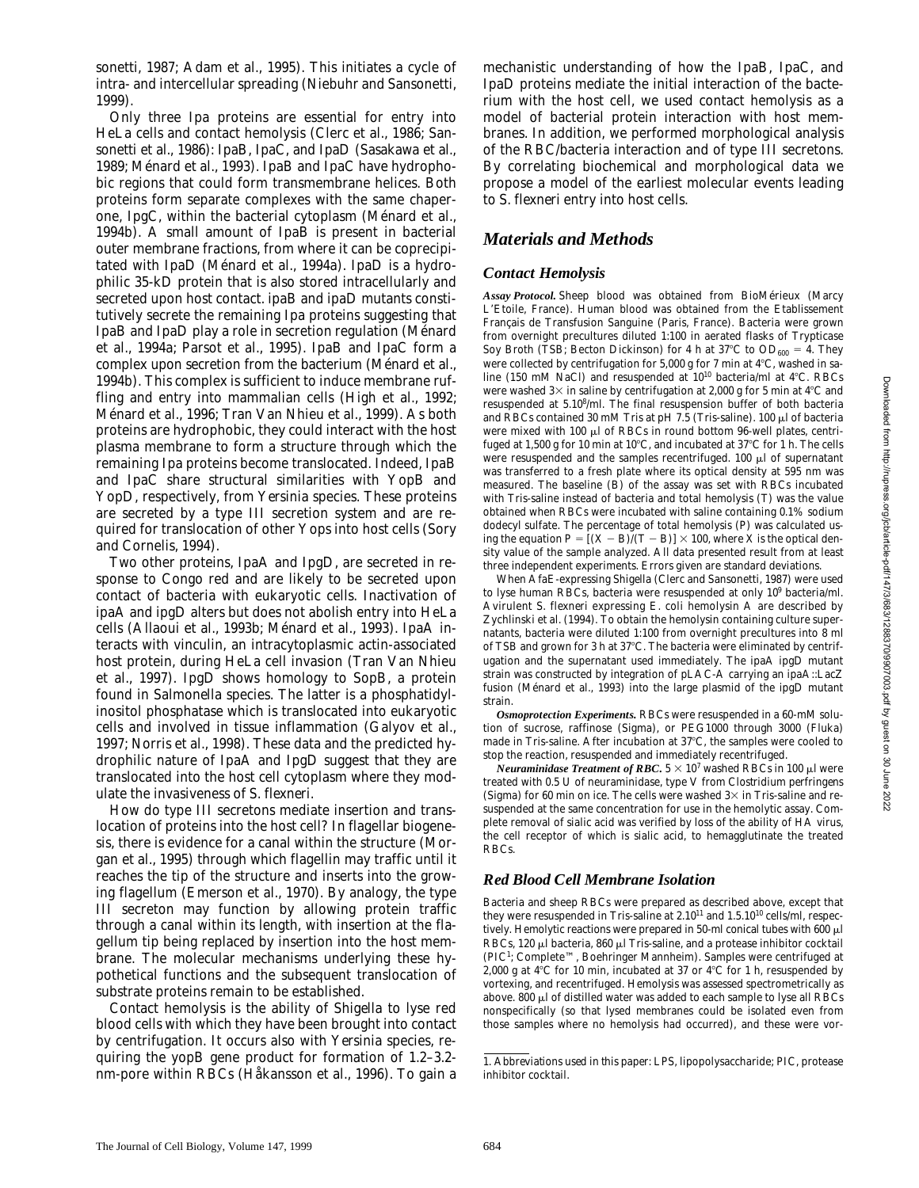sonetti, 1987; Adam et al., 1995). This initiates a cycle of intra- and intercellular spreading (Niebuhr and Sansonetti, 1999).

Only three Ipa proteins are essential for entry into HeLa cells and contact hemolysis (Clerc et al., 1986; Sansonetti et al., 1986): IpaB, IpaC, and IpaD (Sasakawa et al., 1989; Ménard et al., 1993). IpaB and IpaC have hydrophobic regions that could form transmembrane helices. Both proteins form separate complexes with the same chaperone, IpgC, within the bacterial cytoplasm (Ménard et al., 1994b). A small amount of IpaB is present in bacterial outer membrane fractions, from where it can be coprecipitated with IpaD (Ménard et al., 1994a). IpaD is a hydrophilic 35-kD protein that is also stored intracellularly and secreted upon host contact. ipaB and ipaD mutants constitutively secrete the remaining Ipa proteins suggesting that IpaB and IpaD play a role in secretion regulation (Ménard et al., 1994a; Parsot et al., 1995). IpaB and IpaC form a complex upon secretion from the bacterium (Ménard et al., 1994b). This complex is sufficient to induce membrane ruffling and entry into mammalian cells (High et al., 1992; Ménard et al., 1996; Tran Van Nhieu et al., 1999). As both proteins are hydrophobic, they could interact with the host plasma membrane to form a structure through which the remaining Ipa proteins become translocated. Indeed, IpaB and IpaC share structural similarities with YopB and YopD, respectively, from Yersinia species. These proteins are secreted by a type III secretion system and are required for translocation of other Yops into host cells (Sory and Cornelis, 1994).

Two other proteins, IpaA and IpgD, are secreted in response to Congo red and are likely to be secreted upon contact of bacteria with eukaryotic cells. Inactivation of ipaA and ipgD alters but does not abolish entry into HeLa cells (Allaoui et al., 1993b; Ménard et al., 1993). IpaA interacts with vinculin, an intracytoplasmic actin-associated host protein, during HeLa cell invasion (Tran Van Nhieu et al., 1997). IpgD shows homology to SopB, a protein found in Salmonella species. The latter is a phosphatidylinositol phosphatase which is translocated into eukaryotic cells and involved in tissue inflammation (Galyov et al., 1997; Norris et al., 1998). These data and the predicted hydrophilic nature of IpaA and IpgD suggest that they are translocated into the host cell cytoplasm where they modulate the invasiveness of S. flexneri.

How do type III secretons mediate insertion and translocation of proteins into the host cell? In flagellar biogenesis, there is evidence for a canal within the structure (Morgan et al., 1995) through which flagellin may traffic until it reaches the tip of the structure and inserts into the growing flagellum (Emerson et al., 1970). By analogy, the type III secreton may function by allowing protein traffic through a canal within its length, with insertion at the flagellum tip being replaced by insertion into the host membrane. The molecular mechanisms underlying these hypothetical functions and the subsequent translocation of substrate proteins remain to be established.

Contact hemolysis is the ability of Shigella to lyse red blood cells with which they have been brought into contact by centrifugation. It occurs also with Yersinia species, requiring the yopB gene product for formation of 1.2–3.2-nm-pore within RBCs (Håkansson et al., 1996). To gain a mechanistic understanding of how the IpaB, IpaC, and IpaD proteins mediate the initial interaction of the bacterium with the host cell, we used contact hemolysis as a model of bacterial protein interaction with host membranes. In addition, we performed morphological analysis of the RBC/bacteria interaction and of type III secretons. By correlating biochemical and morphological data we propose a model of the earliest molecular events leading to S. flexneri entry into host cells.

## Materials and Methods

### Contact Hemolysis

***Assay Protocol.*** Sheep blood was obtained from BioMérieux (Marcy L'Etoile, France). Human blood was obtained from the Etablissement Français de Transfusion Sanguine (Paris, France). Bacteria were grown from overnight precultures diluted 1:100 in aerated flasks of Trypticase Soy Broth (TSB; Becton Dickinson) for 4 h at 37°C to $OD_{600} = 4$. They were collected by centrifugation for 5,000 g for 7 min at 4°C, washed in saline (150 mM NaCl) and resuspended at $10^{10}$ bacteria/ml at 4°C. RBCs were washed 3× in saline by centrifugation at 2,000 g for 5 min at 4°C and resuspended at $5.10^8$/ml. The final resuspension buffer of both bacteria and RBCs contained 30 mM Tris at pH 7.5 (Tris-saline). 100 μl of bacteria were mixed with 100 μl of RBCs in round bottom 96-well plates, centrifuged at 1,500 g for 10 min at 10°C, and incubated at 37°C for 1 h. The cells were resuspended and the samples recentrifuged. 100 μl of supernatant was transferred to a fresh plate where its optical density at 595 nm was measured. The baseline (B) of the assay was set with RBCs incubated with Tris-saline instead of bacteria and total hemolysis (T) was the value obtained when RBCs were incubated with saline containing 0.1% sodium dodecyl sulfate. The percentage of total hemolysis (P) was calculated using the equation $P = [(X - B)/(T - B)] \times 100$, where X is the optical density value of the sample analyzed. All data presented result from at least three independent experiments. Errors given are standard deviations.

When AfaE-expressing Shigella (Clerc and Sansonetti, 1987) were used to lyse human RBCs, bacteria were resuspended at only $10^9$ bacteria/ml. Avirulent S. flexneri expressing E. coli hemolysin A are described by Zychlinski et al. (1994). To obtain the hemolysin containing culture supernatants, bacteria were diluted 1:100 from overnight precultures into 8 ml of TSB and grown for 3 h at 37°C. The bacteria were eliminated by centrifugation and the supernatant used immediately. The ipaA ipgD mutant strain was constructed by integration of pLAC-A carrying an ipaA::LacZ fusion (Ménard et al., 1993) into the large plasmid of the ipgD mutant strain.

***Osmoprotection Experiments.*** RBCs were resuspended in a 60-mM solution of sucrose, raffinose (Sigma), or PEG1000 through 3000 (Fluka) made in Tris-saline. After incubation at 37°C, the samples were cooled to stop the reaction, resuspended and immediately recentrifuged.

***Neuraminidase Treatment of RBC.*** $5 \times 10^7$ washed RBCs in 100 μl were treated with 0.5 U of neuraminidase, type V from Clostridium perfringens (Sigma) for 60 min on ice. The cells were washed 3× in Tris-saline and resuspended at the same concentration for use in the hemolytic assay. Complete removal of sialic acid was verified by loss of the ability of HA virus, the cell receptor of which is sialic acid, to hemagglutinate the treated RBCs.

### Red Blood Cell Membrane Isolation

Bacteria and sheep RBCs were prepared as described above, except that they were resuspended in Tris-saline at $2.10^{11}$ and $1.5.10^{10}$ cells/ml, respectively. Hemolytic reactions were prepared in 50-ml conical tubes with 600 μl RBCs, 120 μl bacteria, 860 μl Tris-saline, and a protease inhibitor cocktail (PIC[1]; Complete™, Boehringer Mannheim). Samples were centrifuged at 2,000 g at 4°C for 10 min, incubated at 37 or 4°C for 1 h, resuspended by vortexing, and recentrifuged. Hemolysis was assessed spectrometrically as above. 800 μl of distilled water was added to each sample to lyse all RBCs nonspecifically (so that lysed membranes could be isolated even from those samples where no hemolysis had occurred), and these were vor-

1. Abbreviations used in this paper: LPS, lipopolysaccharide; PIC, protease inhibitor cocktail.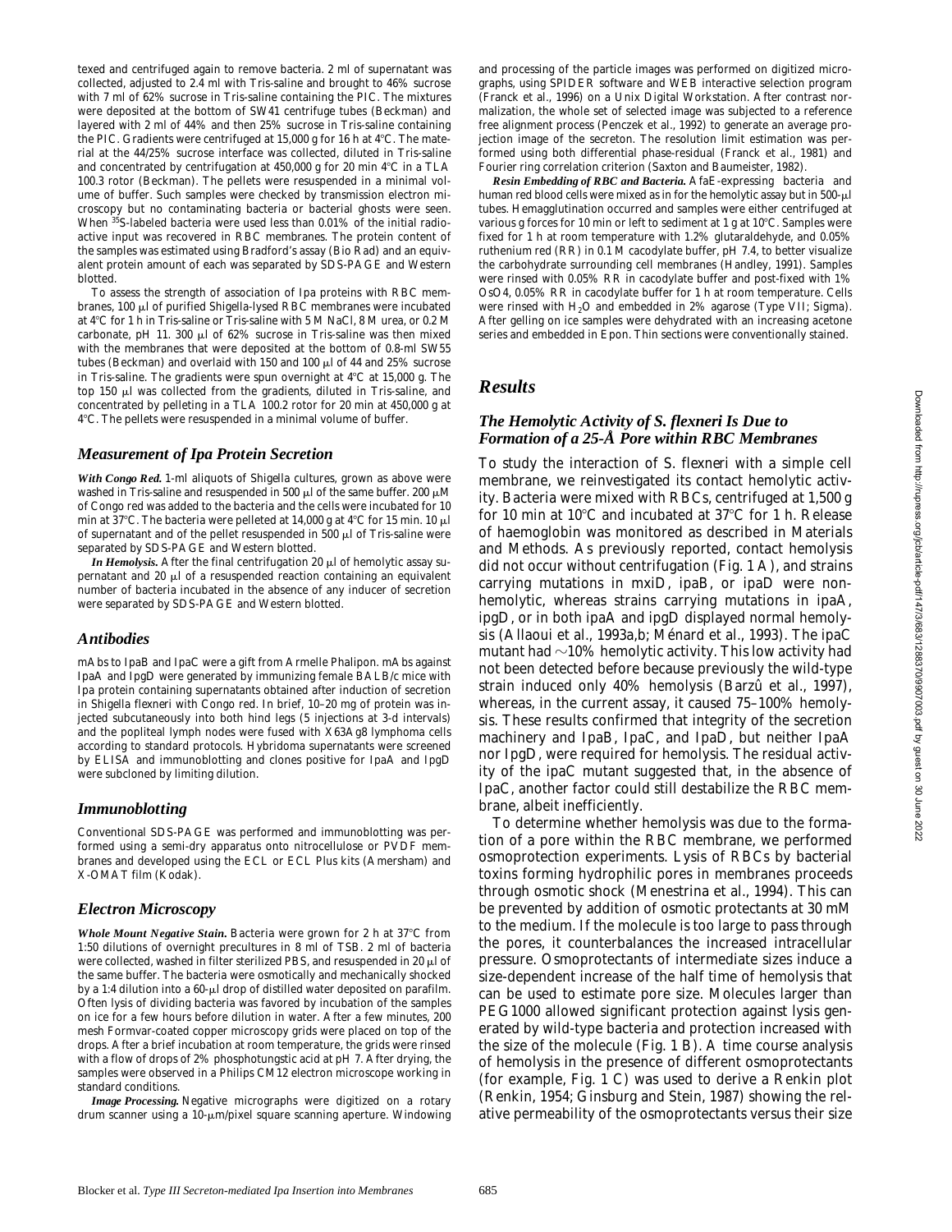texed and centrifuged again to remove bacteria. 2 ml of supernatant was collected, adjusted to 2.4 ml with Tris-saline and brought to 46% sucrose with 7 ml of 62% sucrose in Tris-saline containing the PIC. The mixtures were deposited at the bottom of SW41 centrifuge tubes (Beckman) and layered with 2 ml of 44% and then 25% sucrose in Tris-saline containing the PIC. Gradients were centrifuged at 15,000 g for 16 h at 4°C. The material at the 44/25% sucrose interface was collected, diluted in Tris-saline and concentrated by centrifugation at 450,000 g for 20 min 4°C in a TLA 100.3 rotor (Beckman). The pellets were resuspended in a minimal volume of buffer. Such samples were checked by transmission electron microscopy but no contaminating bacteria or bacterial ghosts were seen. When $^{35}$S-labeled bacteria were used less than 0.01% of the initial radioactive input was recovered in RBC membranes. The protein content of the samples was estimated using Bradford's assay (Bio Rad) and an equivalent protein amount of each was separated by SDS-PAGE and Western blotted.

To assess the strength of association of Ipa proteins with RBC membranes, 100 μl of purified Shigella-lysed RBC membranes were incubated at 4°C for 1 h in Tris-saline or Tris-saline with 5 M NaCl, 8 M urea, or 0.2 M carbonate, pH 11. 300 μl of 62% sucrose in Tris-saline was then mixed with the membranes that were deposited at the bottom of 0.8-ml SW55 tubes (Beckman) and overlaid with 150 and 100 μl of 44 and 25% sucrose in Tris-saline. The gradients were spun overnight at 4°C at 15,000 g. The top 150 μl was collected from the gradients, diluted in Tris-saline, and concentrated by pelleting in a TLA 100.2 rotor for 20 min at 450,000 g at 4°C. The pellets were resuspended in a minimal volume of buffer.

### Measurement of Ipa Protein Secretion

***With Congo Red.*** 1-ml aliquots of Shigella cultures, grown as above were washed in Tris-saline and resuspended in 500 μl of the same buffer. 200 μM of Congo red was added to the bacteria and the cells were incubated for 10 min at 37°C. The bacteria were pelleted at 14,000 g at 4°C for 15 min. 10 μl of supernatant and of the pellet resuspended in 500 μl of Tris-saline were separated by SDS-PAGE and Western blotted.

***In Hemolysis.*** After the final centrifugation 20 μl of hemolytic assay supernatant and 20 μl of a resuspended reaction containing an equivalent number of bacteria incubated in the absence of any inducer of secretion were separated by SDS-PAGE and Western blotted.

### Antibodies

mAbs to IpaB and IpaC were a gift from Armelle Phalipon. mAbs against IpaA and IpgD were generated by immunizing female BALB/c mice with Ipa protein containing supernatants obtained after induction of secretion in Shigella flexneri with Congo red. In brief, 10–20 mg of protein was injected subcutaneously into both hind legs (5 injections at 3-d intervals) and the popliteal lymph nodes were fused with X63Ag8 lymphoma cells according to standard protocols. Hybridoma supernatants were screened by ELISA and immunoblotting and clones positive for IpaA and IpgD were subcloned by limiting dilution.

### Immunoblotting

Conventional SDS-PAGE was performed and immunoblotting was performed using a semi-dry apparatus onto nitrocellulose or PVDF membranes and developed using the ECL or ECL Plus kits (Amersham) and X-OMAT film (Kodak).

### Electron Microscopy

***Whole Mount Negative Stain.*** Bacteria were grown for 2 h at 37°C from 1:50 dilutions of overnight precultures in 8 ml of TSB. 2 ml of bacteria were collected, washed in filter sterilized PBS, and resuspended in 20 μl of the same buffer. The bacteria were osmotically and mechanically shocked by a 1:4 dilution into a 60-μl drop of distilled water deposited on parafilm. Often lysis of dividing bacteria was favored by incubation of the samples on ice for a few hours before dilution in water. After a few minutes, 200 mesh Formvar-coated copper microscopy grids were placed on top of the drops. After a brief incubation at room temperature, the grids were rinsed with a flow of drops of 2% phosphotungstic acid at pH 7. After drying, the samples were observed in a Philips CM12 electron microscope working in standard conditions.

***Image Processing.*** Negative micrographs were digitized on a rotary drum scanner using a 10-μm/pixel square scanning aperture. Windowing and processing of the particle images was performed on digitized micrographs, using SPIDER software and WEB interactive selection program (Franck et al., 1996) on a Unix Digital Workstation. After contrast normalization, the whole set of selected image was subjected to a reference free alignment process (Penczek et al., 1992) to generate an average projection image of the secreton. The resolution limit estimation was performed using both differential phase-residual (Franck et al., 1981) and Fourier ring correlation criterion (Saxton and Baumeister, 1982).

***Resin Embedding of RBC and Bacteria.*** AfaE-expressing bacteria and human red blood cells were mixed as in for the hemolytic assay but in 500-μl tubes. Hemagglutination occurred and samples were either centrifuged at various g forces for 10 min or left to sediment at 1 g at 10°C. Samples were fixed for 1 h at room temperature with 1.2% glutaraldehyde, and 0.05% ruthenium red (RR) in 0.1 M cacodylate buffer, pH 7.4, to better visualize the carbohydrate surrounding cell membranes (Handley, 1991). Samples were rinsed with 0.05% RR in cacodylate buffer and post-fixed with 1% OsO4, 0.05% RR in cacodylate buffer for 1 h at room temperature. Cells were rinsed with $H_2O$ and embedded in 2% agarose (Type VII; Sigma). After gelling on ice samples were dehydrated with an increasing acetone series and embedded in Epon. Thin sections were conventionally stained.

## Results

### The Hemolytic Activity of S. flexneri Is Due to Formation of a 25-Å Pore within RBC Membranes

To study the interaction of S. flexneri with a simple cell membrane, we reinvestigated its contact hemolytic activity. Bacteria were mixed with RBCs, centrifuged at 1,500 g for 10 min at 10°C and incubated at 37°C for 1 h. Release of haemoglobin was monitored as described in Materials and Methods. As previously reported, contact hemolysis did not occur without centrifugation (Fig. 1 A), and strains carrying mutations in mxiD, ipaB, or ipaD were nonhemolytic, whereas strains carrying mutations in ipaA, ipgD, or in both ipaA and ipgD displayed normal hemolysis (Allaoui et al., 1993a,b; Ménard et al., 1993). The ipaC mutant had ~10% hemolytic activity. This low activity had not been detected before because previously the wild-type strain induced only 40% hemolysis (Barzû et al., 1997), whereas, in the current assay, it caused 75–100% hemolysis. These results confirmed that integrity of the secretion machinery and IpaB, IpaC, and IpaD, but neither IpaA nor IpgD, were required for hemolysis. The residual activity of the ipaC mutant suggested that, in the absence of IpaC, another factor could still destabilize the RBC membrane, albeit inefficiently.

To determine whether hemolysis was due to the formation of a pore within the RBC membrane, we performed osmoprotection experiments. Lysis of RBCs by bacterial toxins forming hydrophilic pores in membranes proceeds through osmotic shock (Menestrina et al., 1994). This can be prevented by addition of osmotic protectants at 30 mM to the medium. If the molecule is too large to pass through the pores, it counterbalances the increased intracellular pressure. Osmoprotectants of intermediate sizes induce a size-dependent increase of the half time of hemolysis that can be used to estimate pore size. Molecules larger than PEG1000 allowed significant protection against lysis generated by wild-type bacteria and protection increased with the size of the molecule (Fig. 1 B). A time course analysis of hemolysis in the presence of different osmoprotectants (for example, Fig. 1 C) was used to derive a Renkin plot (Renkin, 1954; Ginsburg and Stein, 1987) showing the relative permeability of the osmoprotectants versus their size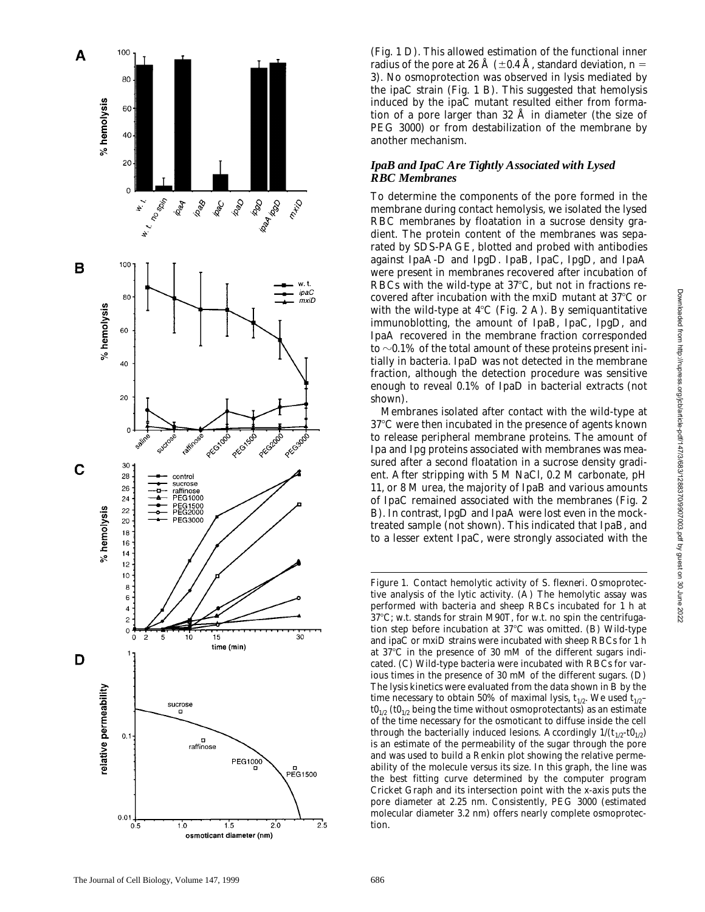(Fig. 1 D). This allowed estimation of the functional inner radius of the pore at 26 Å (±0.4 Å, standard deviation, $n = 3$). No osmoprotection was observed in lysis mediated by the ipaC strain (Fig. 1 B). This suggested that hemolysis induced by the ipaC mutant resulted either from formation of a pore larger than 32 Å in diameter (the size of PEG 3000) or from destabilization of the membrane by another mechanism.

### *IpaB and IpaC Are Tightly Associated with Lysed RBC Membranes*

To determine the components of the pore formed in the membrane during contact hemolysis, we isolated the lysed RBC membranes by floatation in a sucrose density gradient. The protein content of the membranes was separated by SDS-PAGE, blotted and probed with antibodies against IpaA-D and IpgD. IpaB, IpaC, IpgD, and IpaA were present in membranes recovered after incubation of RBCs with the wild-type at 37°C, but not in fractions recovered after incubation with the mxiD mutant at 37°C or with the wild-type at 4°C (Fig. 2 A). By semiquantitative immunoblotting, the amount of IpaB, IpaC, IpgD, and IpaA recovered in the membrane fraction corresponded to ~0.1% of the total amount of these proteins present initially in bacteria. IpaD was not detected in the membrane fraction, although the detection procedure was sensitive enough to reveal 0.1% of IpaD in bacterial extracts (not shown).

Membranes isolated after contact with the wild-type at 37°C were then incubated in the presence of agents known to release peripheral membrane proteins. The amount of Ipa and Ipg proteins associated with membranes was measured after a second floatation in a sucrose density gradient. After stripping with 5 M NaCl, 0.2 M carbonate, pH 11, or 8 M urea, the majority of IpaB and various amounts of IpaC remained associated with the membranes (Fig. 2 B). In contrast, IpgD and IpaA were lost even in the mock-treated sample (not shown). This indicated that IpaB, and to a lesser extent IpaC, were strongly associated with the

Figure 1. Contact hemolytic activity of *S. flexneri*. Osmoprotective analysis of the lytic activity. (A) The hemolytic assay was performed with bacteria and sheep RBCs incubated for 1 h at 37°C; w.t. stands for strain M90T, for w.t. no spin the centrifugation step before incubation at 37°C was omitted. (B) Wild-type and ipaC or mxiD strains were incubated with sheep RBCs for 1 h at 37°C in the presence of 30 mM of the different sugars indicated. (C) Wild-type bacteria were incubated with RBCs for various times in the presence of 30 mM of the different sugars. (D) The lysis kinetics were evaluated from the data shown in B by the time necessary to obtain 50% of maximal lysis, $t_{1/2}$. We used $t_{1/2}$–$t0_{1/2}$ ($t0_{1/2}$ being the time without osmoprotectants) as an estimate of the time necessary for the osmoticant to diffuse inside the cell through the bacterially induced lesions. Accordingly $1/(t_{1/2}-t0_{1/2})$ is an estimate of the permeability of the sugar through the pore and was used to build a Renkin plot showing the relative permeability of the molecule versus its size. In this graph, the line was the best fitting curve determined by the computer program Cricket Graph and its intersection point with the x-axis puts the pore diameter at 2.25 nm. Consistently, PEG 3000 (estimated molecular diameter 3.2 nm) offers nearly complete osmoprotection.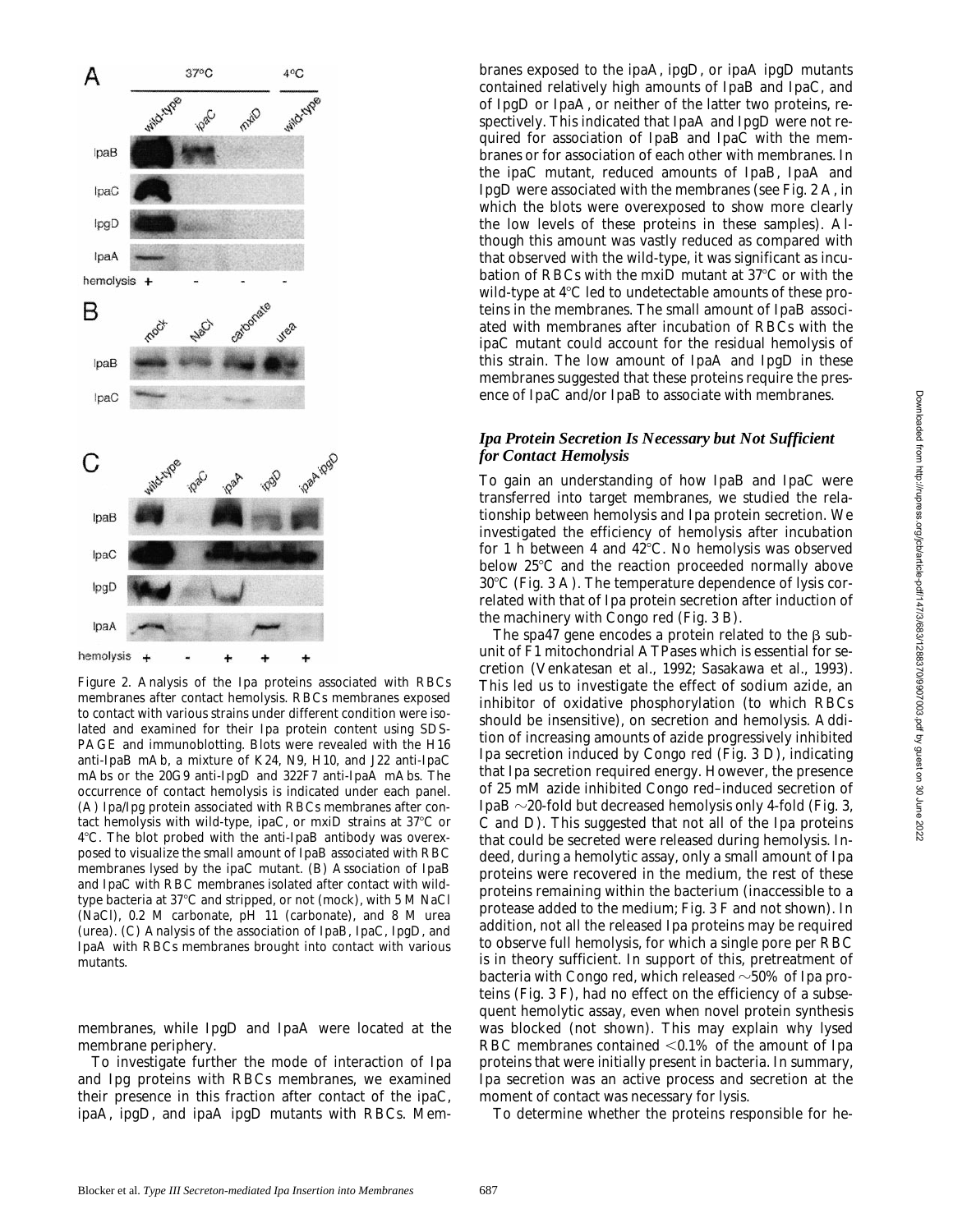Figure 2. Analysis of the Ipa proteins associated with RBCs membranes after contact hemolysis. RBCs membranes exposed to contact with various strains under different condition were isolated and examined for their Ipa protein content using SDS-PAGE and immunoblotting. Blots were revealed with the H16 anti-IpaB mAb, a mixture of K24, N9, H10, and J22 anti-IpaC mAbs or the 20G9 anti-IpgD and 322F7 anti-IpaA mAbs. The occurrence of contact hemolysis is indicated under each panel. (A) Ipa/Ipg protein associated with RBCs membranes after contact hemolysis with wild-type, ipaC, or mxiD strains at 37°C or 4°C. The blot probed with the anti-IpaB antibody was overexposed to visualize the small amount of IpaB associated with RBC membranes lysed by the ipaC mutant. (B) Association of IpaB and IpaC with RBC membranes isolated after contact with wild-type bacteria at 37°C and stripped, or not (mock), with 5 M NaCl (NaCl), 0.2 M carbonate, pH 11 (carbonate), and 8 M urea (urea). (C) Analysis of the association of IpaB, IpaC, IpgD, and IpaA with RBCs membranes brought into contact with various mutants.

membranes, while IpgD and IpaA were located at the membrane periphery.

To investigate further the mode of interaction of Ipa and Ipg proteins with RBCs membranes, we examined their presence in this fraction after contact of the ipaC, ipaA, ipgD, and ipaA ipgD mutants with RBCs. Membranes exposed to the ipaA, ipgD, or ipaA ipgD mutants contained relatively high amounts of IpaB and IpaC, and of IpgD or IpaA, or neither of the latter two proteins, respectively. This indicated that IpaA and IpgD were not required for association of IpaB and IpaC with the membranes or for association of each other with membranes. In the ipaC mutant, reduced amounts of IpaB, IpaA and IpgD were associated with the membranes (see Fig. 2 A, in which the blots were overexposed to show more clearly the low levels of these proteins in these samples). Although this amount was vastly reduced as compared with that observed with the wild-type, it was significant as incubation of RBCs with the mxiD mutant at 37°C or with the wild-type at 4°C led to undetectable amounts of these proteins in the membranes. The small amount of IpaB associated with membranes after incubation of RBCs with the ipaC mutant could account for the residual hemolysis of this strain. The low amount of IpaA and IpgD in these membranes suggested that these proteins require the presence of IpaC and/or IpaB to associate with membranes.

### *Ipa Protein Secretion Is Necessary but Not Sufficient for Contact Hemolysis*

To gain an understanding of how IpaB and IpaC were transferred into target membranes, we studied the relationship between hemolysis and Ipa protein secretion. We investigated the efficiency of hemolysis after incubation for 1 h between 4 and 42°C. No hemolysis was observed below 25°C and the reaction proceeded normally above 30°C (Fig. 3 A). The temperature dependence of lysis correlated with that of Ipa protein secretion after induction of the machinery with Congo red (Fig. 3 B).

The spa47 gene encodes a protein related to the β subunit of F1 mitochondrial ATPases which is essential for secretion (Venkatesan et al., 1992; Sasakawa et al., 1993). This led us to investigate the effect of sodium azide, an inhibitor of oxidative phosphorylation (to which RBCs should be insensitive), on secretion and hemolysis. Addition of increasing amounts of azide progressively inhibited Ipa secretion induced by Congo red (Fig. 3 D), indicating that Ipa secretion required energy. However, the presence of 25 mM azide inhibited Congo red–induced secretion of IpaB ~20-fold but decreased hemolysis only 4-fold (Fig. 3, C and D). This suggested that not all of the Ipa proteins that could be secreted were released during hemolysis. Indeed, during a hemolytic assay, only a small amount of Ipa proteins were recovered in the medium, the rest of these proteins remaining within the bacterium (inaccessible to a protease added to the medium; Fig. 3 F and not shown). In addition, not all the released Ipa proteins may be required to observe full hemolysis, for which a single pore per RBC is in theory sufficient. In support of this, pretreatment of bacteria with Congo red, which released ~50% of Ipa proteins (Fig. 3 F), had no effect on the efficiency of a subsequent hemolytic assay, even when novel protein synthesis was blocked (not shown). This may explain why lysed RBC membranes contained <0.1% of the amount of Ipa proteins that were initially present in bacteria. In summary, Ipa secretion was an active process and secretion at the moment of contact was necessary for lysis.

To determine whether the proteins responsible for he-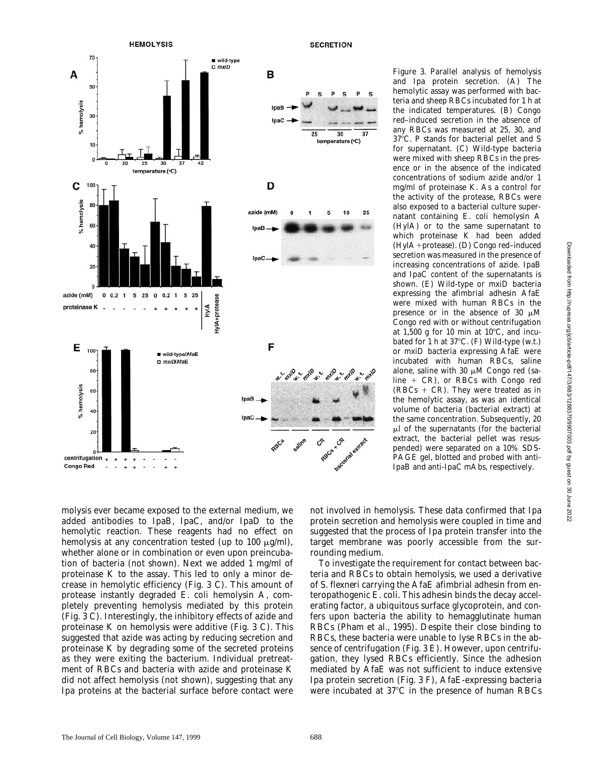Figure 3. Parallel analysis of hemolysis and Ipa protein secretion. (A) The hemolytic assay was performed with bacteria and sheep RBCs incubated for 1 h at the indicated temperatures. (B) Congo red–induced secretion in the absence of any RBCs was measured at 25, 30, and 37°C. P stands for bacterial pellet and S for supernatant. (C) Wild-type bacteria were mixed with sheep RBCs in the presence or in the absence of the indicated concentrations of sodium azide and/or 1 mg/ml of proteinase K. As a control for the activity of the protease, RBCs were also exposed to a bacterial culture supernatant containing *E. coli* hemolysin A (HylA) or to the same supernatant to which proteinase K had been added (HylA +protease). (D) Congo red–induced secretion was measured in the presence of increasing concentrations of azide. IpaB and IpaC content of the supernatants is shown. (E) Wild-type or mxiD bacteria expressing the afimbrial adhesin AfaE were mixed with human RBCs in the presence or in the absence of 30 μM Congo red with or without centrifugation at 1,500 *g* for 10 min at 10°C, and incubated for 1 h at 37°C. (F) Wild-type (w.t.) or mxiD bacteria expressing AfaE were incubated with human RBCs, saline alone, saline with 30 μM Congo red (saline + CR), or RBCs with Congo red (RBCs + CR). They were treated as in the hemolytic assay, as was an identical volume of bacteria (bacterial extract) at the same concentration. Subsequently, 20 μl of the supernatants (for the bacterial extract, the bacterial pellet was resuspended) were separated on a 10% SDS-PAGE gel, blotted and probed with anti-IpaB and anti-IpaC mAbs, respectively.

molysis ever became exposed to the external medium, we added antibodies to IpaB, IpaC, and/or IpaD to the hemolytic reaction. These reagents had no effect on hemolysis at any concentration tested (up to 100 μg/ml), whether alone or in combination or even upon preincubation of bacteria (not shown). Next we added 1 mg/ml of proteinase K to the assay. This led to only a minor decrease in hemolytic efficiency (Fig. 3 C). This amount of protease instantly degraded *E. coli* hemolysin A, completely preventing hemolysis mediated by this protein (Fig. 3 C). Interestingly, the inhibitory effects of azide and proteinase K on hemolysis were additive (Fig. 3 C). This suggested that azide was acting by reducing secretion and proteinase K by degrading some of the secreted proteins as they were exiting the bacterium. Individual pretreatment of RBCs and bacteria with azide and proteinase K did not affect hemolysis (not shown), suggesting that any Ipa proteins at the bacterial surface before contact were not involved in hemolysis. These data confirmed that Ipa protein secretion and hemolysis were coupled in time and suggested that the process of Ipa protein transfer into the target membrane was poorly accessible from the surrounding medium.

To investigate the requirement for contact between bacteria and RBCs to obtain hemolysis, we used a derivative of *S. flexneri* carrying the AfaE afimbrial adhesin from enteropathogenic *E. coli*. This adhesin binds the decay accelerating factor, a ubiquitous surface glycoprotein, and confers upon bacteria the ability to hemagglutinate human RBCs (Pham et al., 1995). Despite their close binding to RBCs, these bacteria were unable to lyse RBCs in the absence of centrifugation (Fig. 3 E). However, upon centrifugation, they lysed RBCs efficiently. Since the adhesion mediated by AfaE was not sufficient to induce extensive Ipa protein secretion (Fig. 3 F), AfaE-expressing bacteria were incubated at 37°C in the presence of human RBCs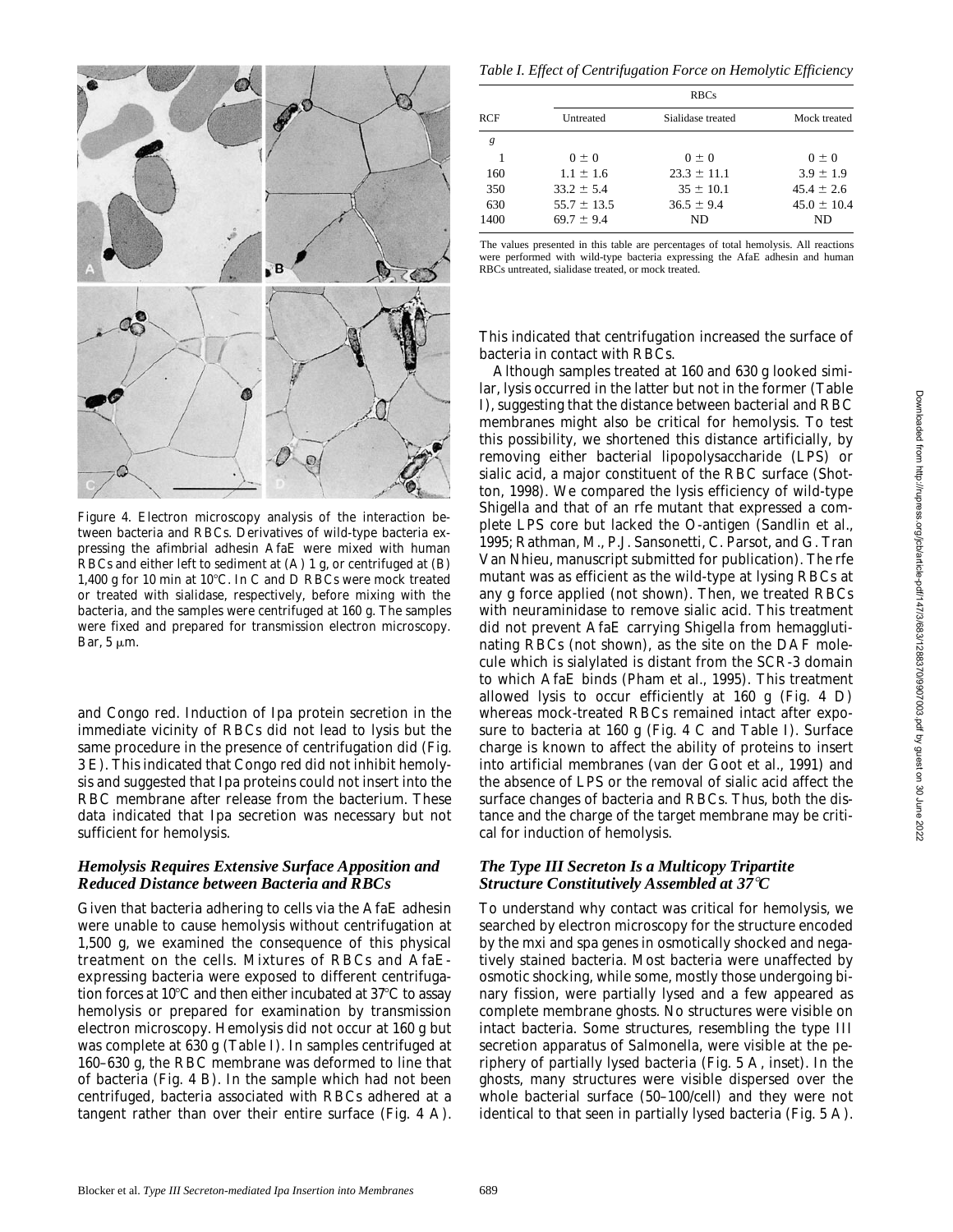Figure 4. Electron microscopy analysis of the interaction between bacteria and RBCs. Derivatives of wild-type bacteria expressing the afimbrial adhesin AfaE were mixed with human RBCs and either left to sediment at (A) 1 g, or centrifuged at (B) 1,400 g for 10 min at 10°C. In C and D RBCs were mock treated or treated with sialidase, respectively, before mixing with the bacteria, and the samples were centrifuged at 160 g. The samples were fixed and prepared for transmission electron microscopy. Bar, 5 μm.

and Congo red. Induction of Ipa protein secretion in the immediate vicinity of RBCs did not lead to lysis but the same procedure in the presence of centrifugation did (Fig. 3 E). This indicated that Congo red did not inhibit hemolysis and suggested that Ipa proteins could not insert into the RBC membrane after release from the bacterium. These data indicated that Ipa secretion was necessary but not sufficient for hemolysis.

### *Hemolysis Requires Extensive Surface Apposition and Reduced Distance between Bacteria and RBCs*

Given that bacteria adhering to cells via the AfaE adhesin were unable to cause hemolysis without centrifugation at 1,500 g, we examined the consequence of this physical treatment on the cells. Mixtures of RBCs and AfaE-expressing bacteria were exposed to different centrifugation forces at 10°C and then either incubated at 37°C to assay hemolysis or prepared for examination by transmission electron microscopy. Hemolysis did not occur at 160 g but was complete at 630 g (Table I). In samples centrifuged at 160–630 g, the RBC membrane was deformed to line that of bacteria (Fig. 4 B). In the sample which had not been centrifuged, bacteria associated with RBCs adhered at a tangent rather than over their entire surface (Fig. 4 A).

*Table I. Effect of Centrifugation Force on Hemolytic Efficiency*

| RCF | RBCs | | |
|---|---|---|---|
| | Untreated | Sialidase treated | Mock treated |
| *g* | | | |
| 1 | 0 ± 0 | 0 ± 0 | 0 ± 0 |
| 160 | 1.1 ± 1.6 | 23.3 ± 11.1 | 3.9 ± 1.9 |
| 350 | 33.2 ± 5.4 | 35 ± 10.1 | 45.4 ± 2.6 |
| 630 | 55.7 ± 13.5 | 36.5 ± 9.4 | 45.0 ± 10.4 |
| 1400 | 69.7 ± 9.4 | ND | ND |

The values presented in this table are percentages of total hemolysis. All reactions were performed with wild-type bacteria expressing the AfaE adhesin and human RBCs untreated, sialidase treated, or mock treated.

This indicated that centrifugation increased the surface of bacteria in contact with RBCs.

Although samples treated at 160 and 630 g looked similar, lysis occurred in the latter but not in the former (Table I), suggesting that the distance between bacterial and RBC membranes might also be critical for hemolysis. To test this possibility, we shortened this distance artificially, by removing either bacterial lipopolysaccharide (LPS) or sialic acid, a major constituent of the RBC surface (Shotton, 1998). We compared the lysis efficiency of wild-type *Shigella* and that of an *rfe* mutant that expressed a complete LPS core but lacked the O-antigen (Sandlin et al., 1995; Rathman, M., P.J. Sansonetti, C. Parsot, and G. Tran Van Nhieu, manuscript submitted for publication). The *rfe* mutant was as efficient as the wild-type at lysing RBCs at any g force applied (not shown). Then, we treated RBCs with neuraminidase to remove sialic acid. This treatment did not prevent AfaE carrying *Shigella* from hemagglutinating RBCs (not shown), as the site on the DAF molecule which is sialylated is distant from the SCR-3 domain to which AfaE binds (Pham et al., 1995). This treatment allowed lysis to occur efficiently at 160 g (Fig. 4 D) whereas mock-treated RBCs remained intact after exposure to bacteria at 160 g (Fig. 4 C and Table I). Surface charge is known to affect the ability of proteins to insert into artificial membranes (van der Goot et al., 1991) and the absence of LPS or the removal of sialic acid affect the surface changes of bacteria and RBCs. Thus, both the distance and the charge of the target membrane may be critical for induction of hemolysis.

### *The Type III Secreton Is a Multicopy Tripartite Structure Constitutively Assembled at 37°C*

To understand why contact was critical for hemolysis, we searched by electron microscopy for the structure encoded by the *mxi* and *spa* genes in osmotically shocked and negatively stained bacteria. Most bacteria were unaffected by osmotic shocking, while some, mostly those undergoing binary fission, were partially lysed and a few appeared as complete membrane ghosts. No structures were visible on intact bacteria. Some structures, resembling the type III secretion apparatus of *Salmonella*, were visible at the periphery of partially lysed bacteria (Fig. 5 A, inset). In the ghosts, many structures were visible dispersed over the whole bacterial surface (50–100/cell) and they were not identical to that seen in partially lysed bacteria (Fig. 5 A).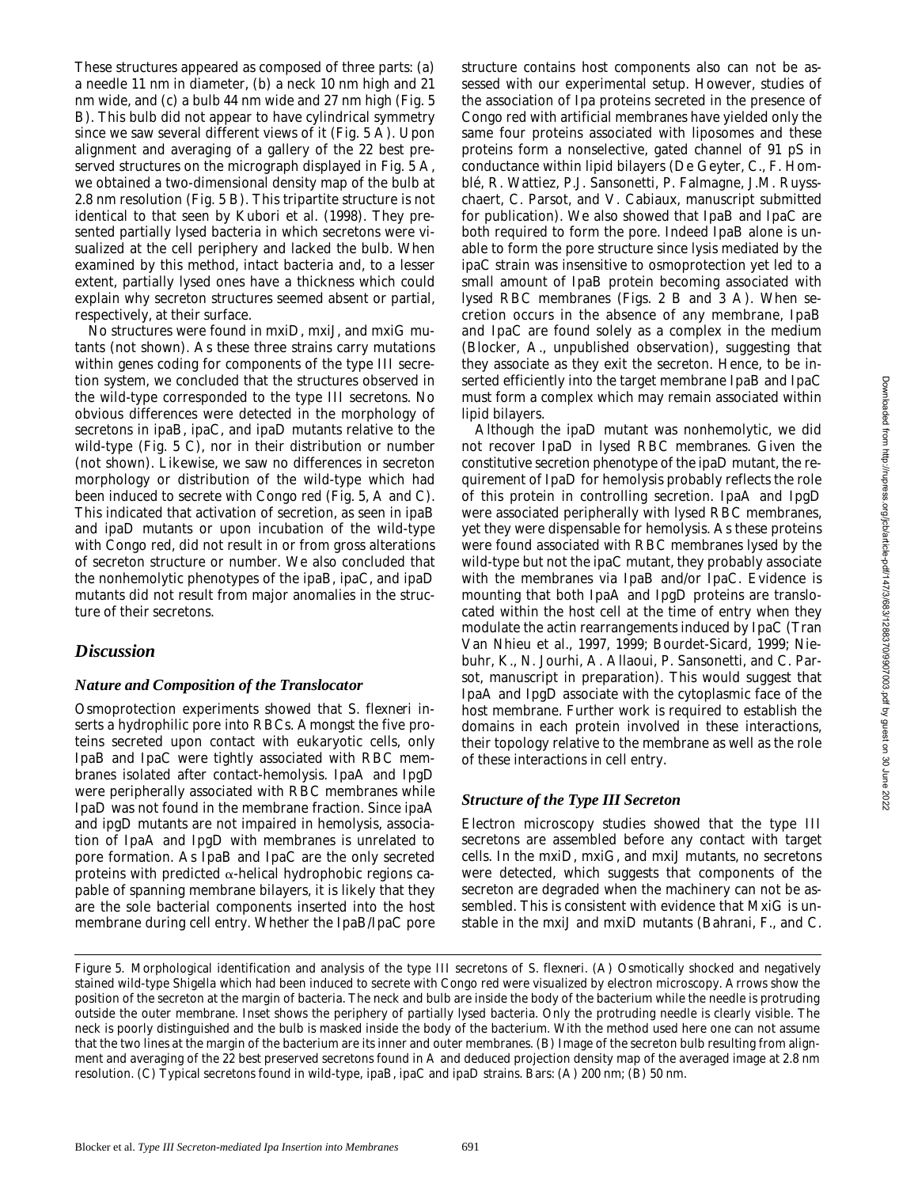These structures appeared as composed of three parts: (a) a needle 11 nm in diameter, (b) a neck 10 nm high and 21 nm wide, and (c) a bulb 44 nm wide and 27 nm high (Fig. 5 B). This bulb did not appear to have cylindrical symmetry since we saw several different views of it (Fig. 5 A). Upon alignment and averaging of a gallery of the 22 best preserved structures on the micrograph displayed in Fig. 5 A, we obtained a two-dimensional density map of the bulb at 2.8 nm resolution (Fig. 5 B). This tripartite structure is not identical to that seen by Kubori et al. (1998). They presented partially lysed bacteria in which secretons were visualized at the cell periphery and lacked the bulb. When examined by this method, intact bacteria and, to a lesser extent, partially lysed ones have a thickness which could explain why secreton structures seemed absent or partial, respectively, at their surface.

No structures were found in *mxiD*, *mxiJ*, and *mxiG* mutants (not shown). As these three strains carry mutations within genes coding for components of the type III secretion system, we concluded that the structures observed in the wild-type corresponded to the type III secretons. No obvious differences were detected in the morphology of secretons in *ipaB*, *ipaC*, and *ipaD* mutants relative to the wild-type (Fig. 5 C), nor in their distribution or number (not shown). Likewise, we saw no differences in secreton morphology or distribution of the wild-type which had been induced to secrete with Congo red (Fig. 5, A and C). This indicated that activation of secretion, as seen in *ipaB* and *ipaD* mutants or upon incubation of the wild-type with Congo red, did not result in or from gross alterations of secreton structure or number. We also concluded that the nonhemolytic phenotypes of the *ipaB*, *ipaC*, and *ipaD* mutants did not result from major anomalies in the structure of their secretons.

## Discussion

### Nature and Composition of the Translocator

Osmoprotection experiments showed that *S. flexneri* inserts a hydrophilic pore into RBCs. Amongst the five proteins secreted upon contact with eukaryotic cells, only IpaB and IpaC were tightly associated with RBC membranes isolated after contact-hemolysis. IpaA and IpgD were peripherally associated with RBC membranes while IpaD was not found in the membrane fraction. Since *ipaA* and *ipgD* mutants are not impaired in hemolysis, association of IpaA and IpgD with membranes is unrelated to pore formation. As IpaB and IpaC are the only secreted proteins with predicted α-helical hydrophobic regions capable of spanning membrane bilayers, it is likely that they are the sole bacterial components inserted into the host membrane during cell entry. Whether the IpaB/IpaC pore structure contains host components also can not be assessed with our experimental setup. However, studies of the association of Ipa proteins secreted in the presence of Congo red with artificial membranes have yielded only the same four proteins associated with liposomes and these proteins form a nonselective, gated channel of 91 pS in conductance within lipid bilayers (De Geyter, C., F. Homblé, R. Wattiez, P.J. Sansonetti, P. Falmagne, J.M. Ruysschaert, C. Parsot, and V. Cabiaux, manuscript submitted for publication). We also showed that IpaB and IpaC are both required to form the pore. Indeed IpaB alone is unable to form the pore structure since lysis mediated by the *ipaC* strain was insensitive to osmoprotection yet led to a small amount of IpaB protein becoming associated with lysed RBC membranes (Figs. 2 B and 3 A). When secretion occurs in the absence of any membrane, IpaB and IpaC are found solely as a complex in the medium (Blocker, A., unpublished observation), suggesting that they associate as they exit the secreton. Hence, to be inserted efficiently into the target membrane IpaB and IpaC must form a complex which may remain associated within lipid bilayers.

Although the *ipaD* mutant was nonhemolytic, we did not recover IpaD in lysed RBC membranes. Given the constitutive secretion phenotype of the *ipaD* mutant, the requirement of IpaD for hemolysis probably reflects the role of this protein in controlling secretion. IpaA and IpgD were associated peripherally with lysed RBC membranes, yet they were dispensable for hemolysis. As these proteins were found associated with RBC membranes lysed by the wild-type but not the *ipaC* mutant, they probably associate with the membranes via IpaB and/or IpaC. Evidence is mounting that both IpaA and IpgD proteins are translocated within the host cell at the time of entry when they modulate the actin rearrangements induced by IpaC (Tran Van Nhieu et al., 1997, 1999; Bourdet-Sicard, 1999; Niebuhr, K., N. Jourhi, A. Allaoui, P. Sansonetti, and C. Parsot, manuscript in preparation). This would suggest that IpaA and IpgD associate with the cytoplasmic face of the host membrane. Further work is required to establish the domains in each protein involved in these interactions, their topology relative to the membrane as well as the role of these interactions in cell entry.

### Structure of the Type III Secreton

Electron microscopy studies showed that the type III secretons are assembled before any contact with target cells. In the *mxiD*, *mxiG*, and *mxiJ* mutants, no secretons were detected, which suggests that components of the secreton are degraded when the machinery can not be assembled. This is consistent with evidence that MxiG is unstable in the *mxiJ* and *mxiD* mutants (Bahrani, F., and C.

Figure 5. Morphological identification and analysis of the type III secretons of *S. flexneri*. (A) Osmotically shocked and negatively stained wild-type *Shigella* which had been induced to secrete with Congo red were visualized by electron microscopy. Arrows show the position of the secreton at the margin of bacteria. The neck and bulb are inside the body of the bacterium while the needle is protruding outside the outer membrane. Inset shows the periphery of partially lysed bacteria. Only the protruding needle is clearly visible. The neck is poorly distinguished and the bulb is masked inside the body of the bacterium. With the method used here one can not assume that the two lines at the margin of the bacterium are its inner and outer membranes. (B) Image of the secreton bulb resulting from alignment and averaging of the 22 best preserved secretons found in A and deduced projection density map of the averaged image at 2.8 nm resolution. (C) Typical secretons found in wild-type, *ipaB*, *ipaC* and *ipaD* strains. Bars: (A) 200 nm; (B) 50 nm.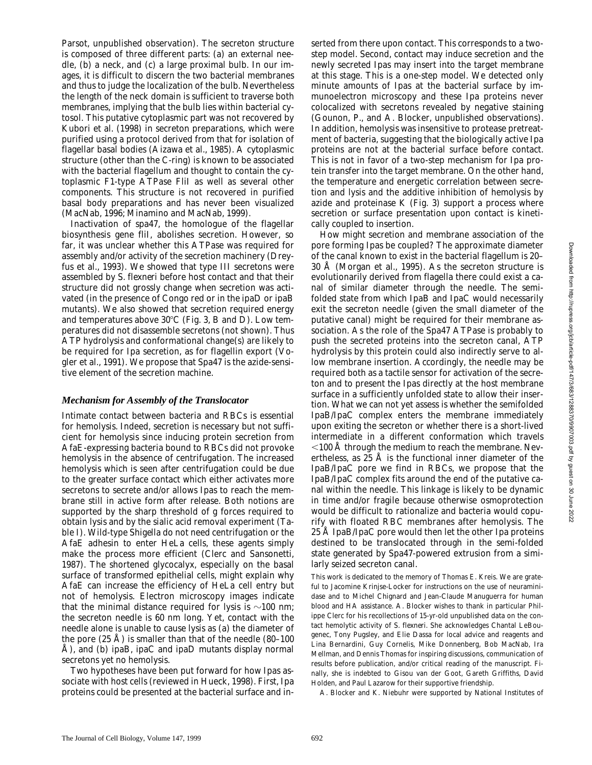Parsot, unpublished observation). The secreton structure is composed of three different parts: (a) an external needle, (b) a neck, and (c) a large proximal bulb. In our images, it is difficult to discern the two bacterial membranes and thus to judge the localization of the bulb. Nevertheless the length of the neck domain is sufficient to traverse both membranes, implying that the bulb lies within bacterial cytosol. This putative cytoplasmic part was not recovered by Kubori et al. (1998) in secreton preparations, which were purified using a protocol derived from that for isolation of flagellar basal bodies (Aizawa et al., 1985). A cytoplasmic structure (other than the C-ring) is known to be associated with the bacterial flagellum and thought to contain the cytoplasmic F1-type ATPase FliI as well as several other components. This structure is not recovered in purified basal body preparations and has never been visualized (MacNab, 1996; Minamino and MacNab, 1999).

Inactivation of *spa47*, the homologue of the flagellar biosynthesis gene *fliI*, abolishes secretion. However, so far, it was unclear whether this ATPase was required for assembly and/or activity of the secretion machinery (Dreyfus et al., 1993). We showed that type III secretons were assembled by *S. flexneri* before host contact and that their structure did not grossly change when secretion was activated (in the presence of Congo red or in the *ipaD* or *ipaB* mutants). We also showed that secretion required energy and temperatures above 30°C (Fig. 3, B and D). Low temperatures did not disassemble secretons (not shown). Thus ATP hydrolysis and conformational change(s) are likely to be required for Ipa secretion, as for flagellin export (Vogler et al., 1991). We propose that Spa47 is the azide-sensitive element of the secretion machine.

### Mechanism for Assembly of the Translocator

Intimate contact between bacteria and RBCs is essential for hemolysis. Indeed, secretion is necessary but not sufficient for hemolysis since inducing protein secretion from AfaE-expressing bacteria bound to RBCs did not provoke hemolysis in the absence of centrifugation. The increased hemolysis which is seen after centrifugation could be due to the greater surface contact which either activates more secretons to secrete and/or allows Ipas to reach the membrane still in active form after release. Both notions are supported by the sharp threshold of *g* forces required to obtain lysis and by the sialic acid removal experiment (Table I). Wild-type *Shigella* do not need centrifugation or the AfaE adhesin to enter HeLa cells, these agents simply make the process more efficient (Clerc and Sansonetti, 1987). The shortened glycocalyx, especially on the basal surface of transformed epithelial cells, might explain why AfaE can increase the efficiency of HeLa cell entry but not of hemolysis. Electron microscopy images indicate that the minimal distance required for lysis is ~100 nm; the secreton needle is 60 nm long. Yet, contact with the needle alone is unable to cause lysis as (a) the diameter of the pore (25 Å) is smaller than that of the needle (80–100 Å), and (b) *ipaB*, *ipaC* and *ipaD* mutants display normal secretons yet no hemolysis.

Two hypotheses have been put forward for how Ipas associate with host cells (reviewed in Hueck, 1998). First, Ipa proteins could be presented at the bacterial surface and inserted from there upon contact. This corresponds to a two-step model. Second, contact may induce secretion and the newly secreted Ipas may insert into the target membrane at this stage. This is a one-step model. We detected only minute amounts of Ipas at the bacterial surface by immunoelectron microscopy and these Ipa proteins never colocalized with secretons revealed by negative staining (Gounon, P., and A. Blocker, unpublished observations). In addition, hemolysis was insensitive to protease pretreatment of bacteria, suggesting that the biologically active Ipa proteins are not at the bacterial surface before contact. This is not in favor of a two-step mechanism for Ipa protein transfer into the target membrane. On the other hand, the temperature and energetic correlation between secretion and lysis and the additive inhibition of hemolysis by azide and proteinase K (Fig. 3) support a process where secretion or surface presentation upon contact is kinetically coupled to insertion.

How might secretion and membrane association of the pore forming Ipas be coupled? The approximate diameter of the canal known to exist in the bacterial flagellum is 20–30 Å (Morgan et al., 1995). As the secreton structure is evolutionarily derived from flagella there could exist a canal of similar diameter through the needle. The semi-folded state from which IpaB and IpaC would necessarily exit the secreton needle (given the small diameter of the putative canal) might be required for their membrane association. As the role of the Spa47 ATPase is probably to push the secreted proteins into the secreton canal, ATP hydrolysis by this protein could also indirectly serve to allow membrane insertion. Accordingly, the needle may be required both as a tactile sensor for activation of the secreton and to present the Ipas directly at the host membrane surface in a sufficiently unfolded state to allow their insertion. What we can not yet assess is whether the semifolded IpaB/IpaC complex enters the membrane immediately upon exiting the secreton or whether there is a short-lived intermediate in a different conformation which travels <100 Å through the medium to reach the membrane. Nevertheless, as 25 Å is the functional inner diameter of the IpaB/IpaC pore we find in RBCs, we propose that the IpaB/IpaC complex fits around the end of the putative canal within the needle. This linkage is likely to be dynamic in time and/or fragile because otherwise osmoprotection would be difficult to rationalize and bacteria would copurify with floated RBC membranes after hemolysis. The 25 Å IpaB/IpaC pore would then let the other Ipa proteins destined to be translocated through in the semi-folded state generated by Spa47-powered extrusion from a similarly seized secreton canal.

This work is dedicated to the memory of Thomas E. Kreis. We are grateful to Jacomine Krinjse-Locker for instructions on the use of neuraminidase and to Michel Chignard and Jean-Claude Manuguerra for human blood and HA assistance. A. Blocker wishes to thank in particular Philippe Clerc for his recollections of 15-yr-old unpublished data on the contact hemolytic activity of *S. flexneri*. She acknowledges Chantal LeBougenec, Tony Pugsley, and Elie Dassa for local advice and reagents and Lina Bernardini, Guy Cornelis, Mike Donnenberg, Bob MacNab, Ira Mellman, and Dennis Thomas for inspiring discussions, communication of results before publication, and/or critical reading of the manuscript. Finally, she is indebted to Gisou van der Goot, Gareth Griffiths, David Holden, and Paul Lazarow for their supportive friendship.

A. Blocker and K. Niebuhr were supported by National Institutes of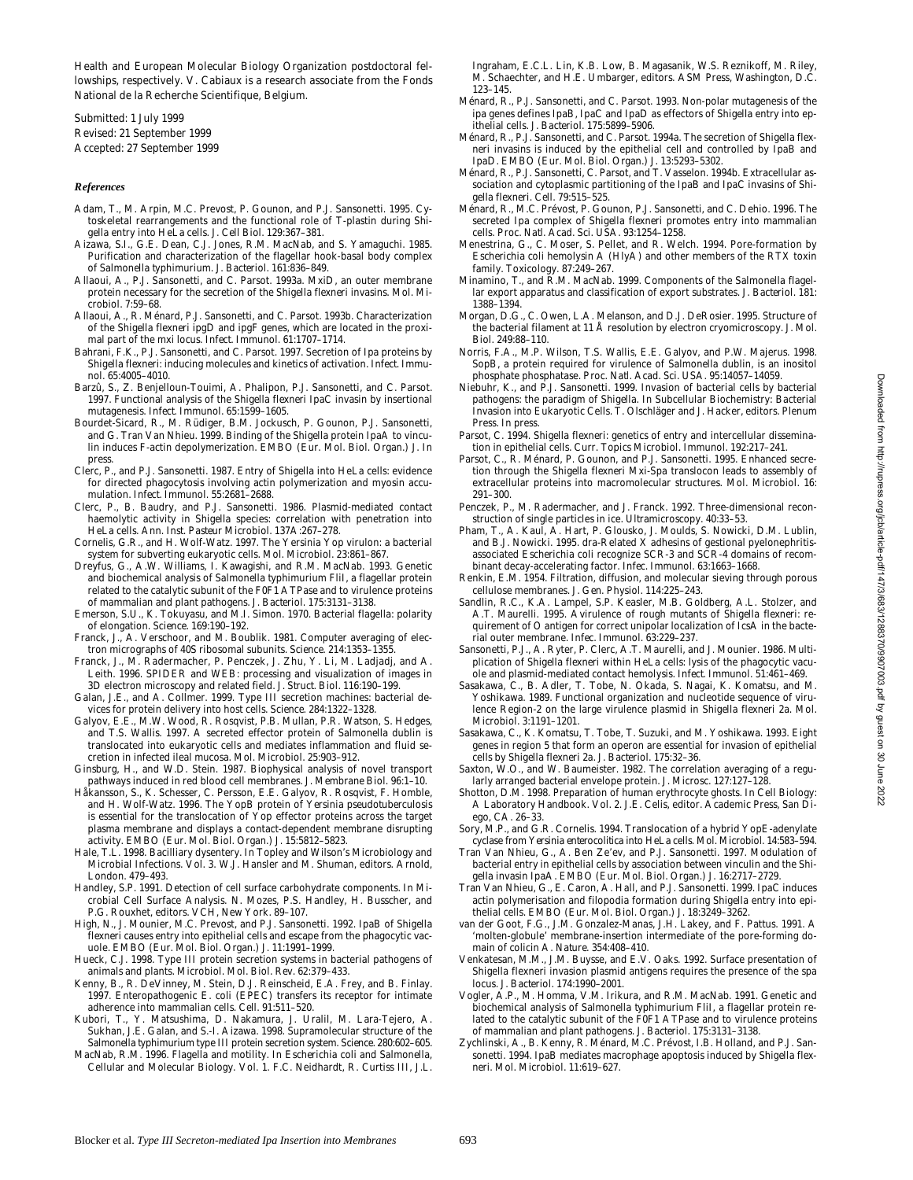Health and European Molecular Biology Organization postdoctoral fellowships, respectively. V. Cabiaux is a research associate from the Fonds National de la Recherche Scientifique, Belgium.

Submitted: 1 July 1999
Revised: 21 September 1999
Accepted: 27 September 1999

### *References*

Adam, T., M. Arpin, M.C. Prevost, P. Gounon, and P.J. Sansonetti. 1995. Cytoskeletal rearrangements and the functional role of T-plastin during entry of *Shigella flexneri* into HeLa cells. *J. Cell Biol.* 129:367–381.

Aizawa, S.I., G.E. Dean, C.J. Jones, R.M. MacNab, and S. Yamaguchi. 1985. Purification and characterization of the flagellar hook-basal body complex of *Salmonella typhimurium*. *J. Bacteriol.* 161:836–849.

Allaoui, A., P.J. Sansonetti, and C. Parsot. 1993a. MxiD, an outer membrane protein necessary for the secretion of the *Shigella flexneri* invasins. *Mol. Microbiol.* 7:59–68.

Allaoui, A., R. Ménard, P.J. Sansonetti, and C. Parsot. 1993b. Characterization of the *Shigella flexneri ipgD* and *ipgF* genes, which are located in the proximal part of the *mxi* locus. *Infect. Immunol.* 61:1707–1714.

Bahrani, F.K., P.J. Sansonetti, and C. Parsot. 1997. Secretion of Ipa proteins by *Shigella flexneri*: inducing molecules and kinetics of activation. *Infect. Immunol.* 65:4005–4010.

Barzu, S., Z. Benjelloun-Touimi, A. Phalipon, P.J. Sansonetti, and C. Parsot. 1997. Functional analysis of the *Shigella flexneri* IpaC invasin by insertional mutagenesis. *Infect. Immunol.* 65:1599–1605.

Bourdet-Sicard, R., M. Rüdiger, B.M. Jockusch, P. Gounon, P.J. Sansonetti, and G. Tran Van Nhieu. 1999. Binding of the *Shigella* protein IpaA to vinculin induces F-actin depolymerization. *EMBO (Eur. Mol. Biol. Organ.) J.* In press.

Clerc, P., and P.J. Sansonetti. 1987. Entry of *Shigella* into HeLa cells: evidence for directed phagocytosis involving actin polymerization and myosin accumulation. *Infect. Immunol.* 55:2681–2688.

Clerc, P., B. Baudry, and P.J. Sansonetti. 1986. Plasmid-mediated contact haemolytic activity in *Shigella* species: correlation with penetration into HeLa cells. *Ann. Inst. Pasteur Microbiol.* 137A:267–278.

Cornelis, G.R., and H. Wolf-Watz. 1997. The *Yersinia* Yop virulon: a bacterial system for subverting eukaryotic cells. *Mol. Microbiol.* 23:861–867.

Dreyfus, G., A.W. Williams, I. Kawagishi, and R.M. MacNab. 1993. Genetic and biochemical analysis of *Salmonella typhimurium* FliI, a flagellar protein related to the catalytic subunit of the F0F1 ATPase and to virulence proteins of mammalian and plant pathogens. *J. Bacteriol.* 175:3131–3138.

Emerson, S.U., K. Tokuyasu, and M.I. Simon. 1970. Bacterial flagella: polarity of elongation. *Science.* 169:190–192.

Franck, J., A. Verschoor, and M. Boublik. 1981. Computer averaging of electron micrographs of 40S ribosomal subunits. *Science.* 214:1353–1355.

Franck, J., M. Radermacher, P. Penczek, J. Zhu, Y. Li, M. Ladjadj, and A. Leith. 1996. SPIDER and WEB: processing and visualization of images in 3D electron microscopy and related field. *J. Struct. Biol.* 116:190–199.

Galan, J.E., and A. Collmer. 1999. Type III secretion machines: bacterial devices for protein delivery into host cells. *Science.* 284:1322–1328.

Galyov, E.E., M.W. Wood, R. Rosqvist, P.B. Mullan, P.R. Watson, S. Hedges, and T.S. Wallis. 1997. A secreted effector protein of *Salmonella dublin* is translocated into eukaryotic cells and mediates inflammation and fluid secretion in infected ileal mucosa. *Mol. Microbiol.* 25:903–912.

Ginsburg, H., and W.D. Stein. 1987. Biophysical analysis of novel transport pathways induced in red blood cell membranes. *J. Membrane Biol.* 96:1–10.

Håkansson, S., K. Schesser, C. Persson, E.E. Galyov, R. Rosqvist, F. Homble, and H. Wolf-Watz. 1996. The YopB protein of *Yersinia pseudotuberculosis* is essential for the translocation of Yop effector proteins across the target plasma membrane and displays a contact-dependent membrane disrupting activity. *EMBO (Eur. Mol. Biol. Organ.) J.* 15:5812–5823.

Hale, T.L. 1998. Bacilliary dysentery. *In* Topley and Wilson's Microbiology and Microbial Infections. Vol. 3. W.J. Hansler and M. Shuman, editors. Arnold, London. 479–493.

Handley, S.P. 1991. Detection of cell surface carbohydrate components. *In* Microbial Cell Surface Analysis. N. Mozes, P.S. Handley, H. Busscher, and P.G. Rouxhet, editors. VCH, New York. 89–107.

High, N., J. Mounier, M.C. Prevost, and P.J. Sansonetti. 1992. IpaB of *Shigella flexneri* causes entry into epithelial cells and escape from the phagocytic vacuole. *EMBO (Eur. Mol. Biol. Organ.) J.* 11:1991–1999.

Hueck, C.J. 1998. Type III protein secretion systems in bacterial pathogens of animals and plants. *Microbiol. Mol. Biol. Rev.* 62:379–433.

Kenny, B., R. DeVinney, M. Stein, D.J. Reinscheid, E.A. Frey, and B. Finlay. 1997. Enteropathogenic *E. coli* (EPEC) transfers its receptor for intimate adherence into mammalian cells. *Cell.* 91:511–520.

Kubori, T., Y. Matsushima, D. Nakamura, J. Uralil, M. Lara-Tejero, A. Sukhan, J.E. Galan, and S.-I. Aizawa. 1998. Supramolecular structure of the *Salmonella typhimurium* type III protein secretion system. *Science.* 280:602–605.

MacNab, R.M. 1996. Flagella and motility. *In Escherichia coli* and *Salmonella*, Cellular and Molecular Biology. Vol. 1. F.C. Neidhardt, R. Curtiss III, J.L. Ingraham, E.C.L. Lin, K.B. Low, B. Magasanik, W.S. Reznikoff, M. Riley, M. Schaechter, and H.E. Umbarger, editors. ASM Press, Washington, D.C. 123–145.

Ménard, R., P.J. Sansonetti, and C. Parsot. 1993. Non-polar mutagenesis of the *ipa* genes defines IpaB, IpaC and IpaD as effectors of *Shigella* entry into epithelial cells. *J. Bacteriol.* 175:5899–5906.

Ménard, R., P.J. Sansonetti, and C. Parsot. 1994a. The secretion of *Shigella flexneri* invasins is induced by the epithelial cell and controlled by IpaB and IpaD. *EMBO (Eur. Mol. Biol. Organ.) J.* 13:5293–5302.

Ménard, R., P.J. Sansonetti, C. Parsot, and T. Vasselon. 1994b. Extracellular association and cytoplasmic partitioning of the IpaB and IpaC invasins of *Shigella flexneri*. *Cell.* 79:515–525.

Ménard, R., M.C. Prévost, P. Gounon, P.J. Sansonetti, and C. Dehio. 1996. The secreted Ipa complex of *Shigella flexneri* promotes entry into mammalian cells. *Proc. Natl. Acad. Sci. USA.* 93:1254–1258.

Menestrina, G., C. Moser, S. Pellet, and R. Welch. 1994. Pore-formation by *Escherichia coli* hemolysin A (HlyA) and other members of the RTX toxin family. *Toxicology.* 87:249–267.

Minamino, T., and R.M. MacNab. 1999. Components of the *Salmonella* flagellar export apparatus and classification of export substrates. *J. Bacteriol.* 181:1388–1394.

Morgan, D.G., C. Owen, L.A. Melanson, and D.J. DeRosier. 1995. Structure of the bacterial filament at 11 Å resolution by electron cryomicroscopy. *J. Mol. Biol.* 249:88–110.

Norris, F.A., M.P. Wilson, T.S. Wallis, E.E. Galyov, and P.W. Majerus. 1998. SopB, a protein required for virulence of *Salmonella dublin*, is an inositol phosphate phosphatase. *Proc. Natl. Acad. Sci. USA.* 95:14057–14059.

Niebuhr, K., and P.J. Sansonetti. 1999. Invasion of bacterial cells by bacterial pathogens: the paradigm of *Shigella*. *In* Subcellular Biochemistry: Bacterial Invasion into Eukaryotic Cells. T. Olschläger and J. Hacker, editors. Plenum Press. In press.

Parsot, C. 1994. *Shigella flexneri*: genetics of entry and intercellular dissemination in epithelial cells. *Curr. Topics Microbiol. Immunol.* 192:217–241.

Parsot, C., R. Ménard, P. Gounon, and P.J. Sansonetti. 1995. Enhanced secretion through the *Shigella flexneri* Mxi-Spa translocon leads to assembly of extracellular proteins into macromolecular structures. *Mol. Microbiol.* 16:291–300.

Penczek, P., M. Radermacher, and J. Franck. 1992. Three-dimensional reconstruction of single particles in ice. *Ultramicroscopy.* 40:33–53.

Pham, T., A. Kaul, A. Hart, P. Glousko, J. Moulds, S. Nowicki, D.M. Lublin, and B.J. Nowicki. 1995. dra-Related X adhesins of gestional pyelonephritis-associated *Escherichia coli* recognize SCR-3 and SCR-4 domains of recombinant decay-accelerating factor. *Infec. Immunol.* 63:1663–1668.

Renkin, E.M. 1954. Filtration, diffusion, and molecular sieving through porous cellulose membranes. *J. Gen. Physiol.* 114:225–243.

Sandlin, R.C., K.A. Lampel, S.P. Keasler, M.B. Goldberg, A.L. Stolzer, and A.T. Maurelli. 1995. Avirulence of rough mutants of *Shigella flexneri*: requirement of O antigen for correct unipolar localization of IcsA in the bacterial outer membrane. *Infec. Immunol.* 63:229–237.

Sansonetti, P.J., A. Ryter, P. Clerc, A.T. Maurelli, and J. Mounier. 1986. Multiplication of *Shigella flexneri* within HeLa cells: lysis of the phagocytic vacuole and plasmid-mediated contact hemolysis. *Infect. Immunol.* 51:461–469.

Sasakawa, C., B. Adler, T. Tobe, N. Okada, S. Nagai, K. Komatsu, and M. Yoshikawa. 1989. Functional organization and nucleotide sequence of virulence Region-2 on the large virulence plasmid in *Shigella flexneri* 2a. *Mol. Microbiol.* 3:1191–1201.

Sasakawa, C., K. Komatsu, T. Tobe, T. Suzuki, and M. Yoshikawa. 1993. Eight genes in region 5 that form an operon are essential for invasion of epithelial cells by *Shigella flexneri* 2a. *J. Bacteriol.* 175:32–36.

Saxton, W.O., and W. Baumeister. 1982. The correlation averaging of a regularly arranged bacterial envelope protein. *J. Microsc.* 127:127–128.

Shotton, D.M. 1998. Preparation of human erythrocyte ghosts. *In* Cell Biology: A Laboratory Handbook. Vol. 2. J.E. Celis, editor. Academic Press, San Diego, CA. 26–33.

Sory, M.P., and G.R. Cornelis. 1994. Translocation of a hybrid YopE-adenylate cyclase from *Yersinia enterocolitica* into HeLa cells. *Mol. Microbiol.* 14:583–594.

Tran Van Nhieu, G., A. Ben Ze'ev, and P.J. Sansonetti. 1997. Modulation of bacterial entry in epithelial cells by association between vinculin and the *Shigella* invasin IpaA. *EMBO (Eur. Mol. Biol. Organ.) J.* 16:2717–2729.

Tran Van Nhieu, G., E. Caron, A. Hall, and P.J. Sansonetti. 1999. IpaC induces actin polymerisation and filopodia formation during *Shigella* entry into epithelial cells. *EMBO (Eur. Mol. Biol. Organ.) J.* 18:3249–3262.

van der Goot, F.G., J.M. Gonzalez-Manas, J.H. Lakey, and F. Pattus. 1991. A 'molten-globule' membrane-insertion intermediate of the pore-forming domain of colicin A. *Nature.* 354:408–410.

Venkatesan, M.M., J.M. Buysse, and E.V. Oaks. 1992. Surface presentation of *Shigella flexneri* invasion plasmid antigens requires the presence of the *spa* locus. *J. Bacteriol.* 174:1990–2001.

Vogler, A.P., M. Homma, V.M. Irikura, and R.M. MacNab. 1991. Genetic and biochemical analysis of *Salmonella typhimurium* FliI, a flagellar protein related to the catalytic subunit of the F0F1 ATPase and to virulence proteins of mammalian and plant pathogens. *J. Bacteriol.* 175:3131–3138.

Zychlinski, A., B. Kenny, R. Ménard, M.C. Prévost, I.B. Holland, and P.J. Sansonetti. 1994. IpaB mediates macrophage apoptosis induced by *Shigella flexneri*. *Mol. Microbiol.* 11:619–627.